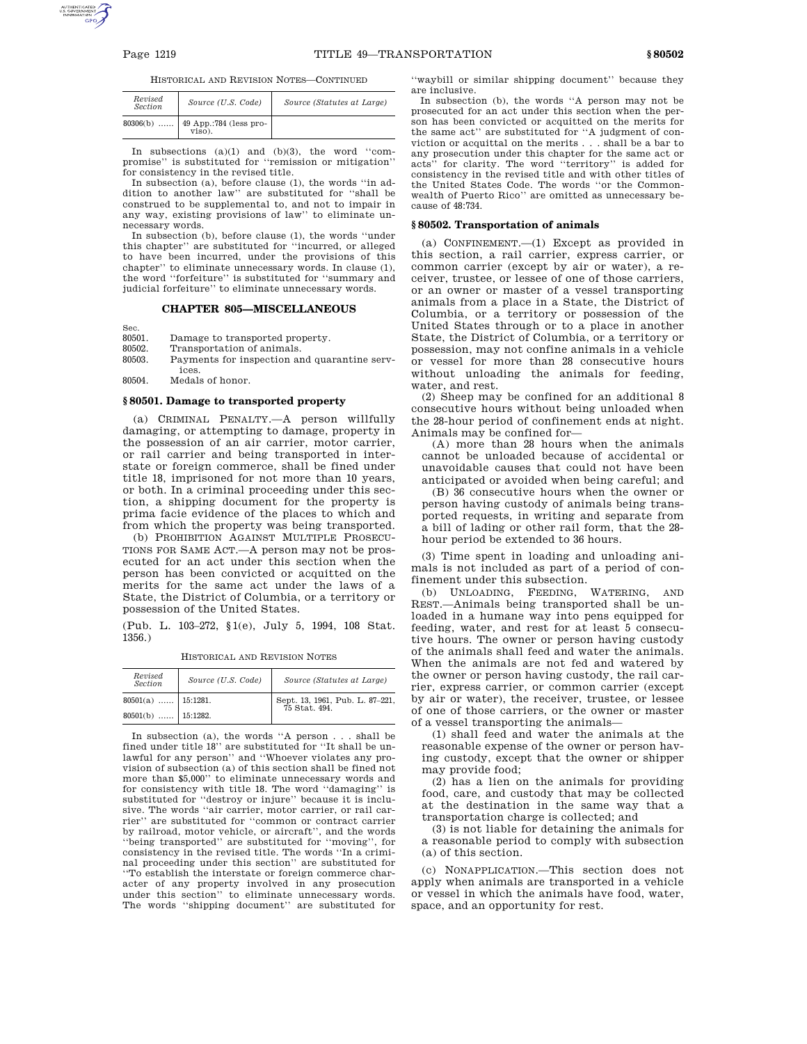HISTORICAL AND REVISION NOTES—CONTINUED

| Revised Section | Source (U.S. Code) | Source (Statutes at Large) |
|---|---|---|
| 80306(b) ...... | 49 App.:784 (less proviso). | |

In subsections (a)(1) and (b)(3), the word "compromise" is substituted for "remission or mitigation" for consistency in the revised title.

In subsection (a), before clause (1), the words "in addition to another law" are substituted for "shall be construed to be supplemental to, and not to impair in any way, existing provisions of law" to eliminate unnecessary words.

In subsection (b), before clause (1), the words "under this chapter" are substituted for "incurred, or alleged to have been incurred, under the provisions of this chapter" to eliminate unnecessary words. In clause (1), the word "forfeiture" is substituted for "summary and judicial forfeiture" to eliminate unnecessary words.

## CHAPTER 805—MISCELLANEOUS

| Sec. | |
|---|---|
| 80501. | Damage to transported property. |
| 80502. | Transportation of animals. |
| 80503. | Payments for inspection and quarantine services. |
| 80504. | Medals of honor. |

### § 80501. Damage to transported property

(a) CRIMINAL PENALTY.—A person willfully damaging, or attempting to damage, property in the possession of an air carrier, motor carrier, or rail carrier and being transported in interstate or foreign commerce, shall be fined under title 18, imprisoned for not more than 10 years, or both. In a criminal proceeding under this section, a shipping document for the property is prima facie evidence of the places to which and from which the property was being transported.

(b) PROHIBITION AGAINST MULTIPLE PROSECUTIONS FOR SAME ACT.—A person may not be prosecuted for an act under this section when the person has been convicted or acquitted on the merits for the same act under the laws of a State, the District of Columbia, or a territory or possession of the United States.

(Pub. L. 103–272, §1(e), July 5, 1994, 108 Stat. 1356.)

HISTORICAL AND REVISION NOTES

| Revised Section | Source (U.S. Code) | Source (Statutes at Large) |
|---|---|---|
| 80501(a) ...... | 15:1281. | Sept. 13, 1961, Pub. L. 87–221, 75 Stat. 494. |
| 80501(b) ...... | 15:1282. | |

In subsection (a), the words "A person . . . shall be fined under title 18" are substituted for "It shall be unlawful for any person" and "Whoever violates any provision of subsection (a) of this section shall be fined not more than $5,000" to eliminate unnecessary words and for consistency with title 18. The word "damaging" is substituted for "destroy or injure" because it is inclusive. The words "air carrier, motor carrier, or rail carrier" are substituted for "common or contract carrier by railroad, motor vehicle, or aircraft", and the words "being transported" are substituted for "moving", for consistency in the revised title. The words "In a criminal proceeding under this section" are substituted for "To establish the interstate or foreign commerce character of any property involved in any prosecution under this section" to eliminate unnecessary words. The words "shipping document" are substituted for "waybill or similar shipping document" because they are inclusive.

In subsection (b), the words "A person may not be prosecuted for an act under this section when the person has been convicted or acquitted on the merits for the same act" are substituted for "A judgment of conviction or acquittal on the merits . . . shall be a bar to any prosecution under this chapter for the same act or acts" for clarity. The word "territory" is added for consistency in the revised title and with other titles of the United States Code. The words "or the Commonwealth of Puerto Rico" are omitted as unnecessary because of 48:734.

### § 80502. Transportation of animals

(a) CONFINEMENT.—(1) Except as provided in this section, a rail carrier, express carrier, or common carrier (except by air or water), a receiver, trustee, or lessee of one of those carriers, or an owner or master of a vessel transporting animals from a place in a State, the District of Columbia, or a territory or possession of the United States through or to a place in another State, the District of Columbia, or a territory or possession, may not confine animals in a vehicle or vessel for more than 28 consecutive hours without unloading the animals for feeding, water, and rest.

(2) Sheep may be confined for an additional 8 consecutive hours without being unloaded when the 28-hour period of confinement ends at night. Animals may be confined for—

(A) more than 28 hours when the animals cannot be unloaded because of accidental or unavoidable causes that could not have been anticipated or avoided when being careful; and

(B) 36 consecutive hours when the owner or person having custody of animals being transported requests, in writing and separate from a bill of lading or other rail form, that the 28-hour period be extended to 36 hours.

(3) Time spent in loading and unloading animals is not included as part of a period of confinement under this subsection.

(b) UNLOADING, FEEDING, WATERING, AND REST.—Animals being transported shall be unloaded in a humane way into pens equipped for feeding, water, and rest for at least 5 consecutive hours. The owner or person having custody of the animals shall feed and water the animals. When the animals are not fed and watered by the owner or person having custody, the rail carrier, express carrier, or common carrier (except by air or water), the receiver, trustee, or lessee of one of those carriers, or the owner or master of a vessel transporting the animals—

(1) shall feed and water the animals at the reasonable expense of the owner or person having custody, except that the owner or shipper may provide food;

(2) has a lien on the animals for providing food, care, and custody that may be collected at the destination in the same way that a transportation charge is collected; and

(3) is not liable for detaining the animals for a reasonable period to comply with subsection (a) of this section.

(c) NONAPPLICATION.—This section does not apply when animals are transported in a vehicle or vessel in which the animals have food, water, space, and an opportunity for rest.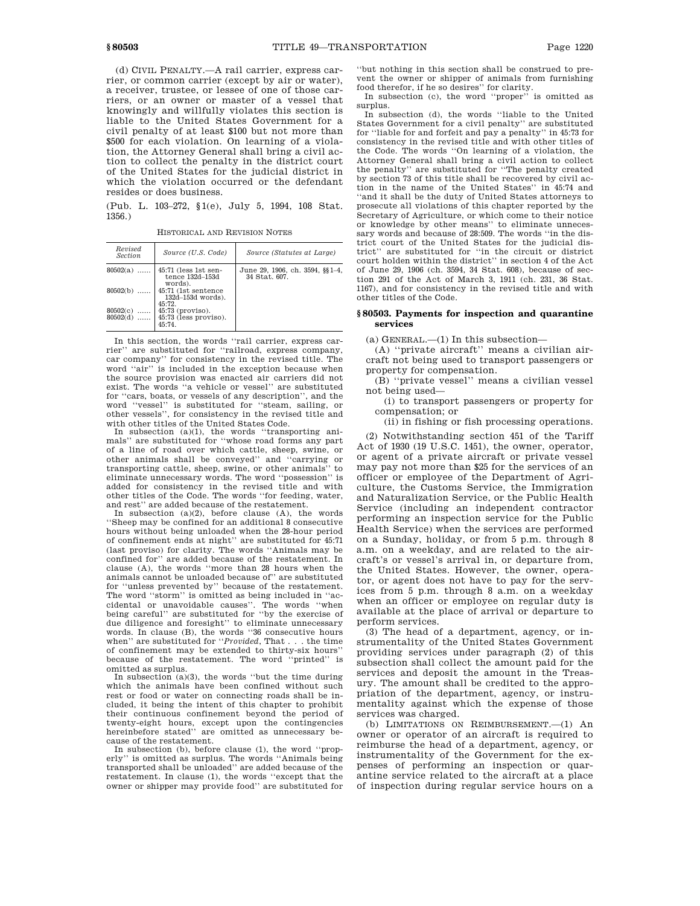(d) CIVIL PENALTY.—A rail carrier, express carrier, or common carrier (except by air or water), a receiver, trustee, or lessee of one of those carriers, or an owner or master of a vessel that knowingly and willfully violates this section is liable to the United States Government for a civil penalty of at least $100 but not more than $500 for each violation. On learning of a violation, the Attorney General shall bring a civil action to collect the penalty in the district court of the United States for the judicial district in which the violation occurred or the defendant resides or does business.

(Pub. L. 103–272, §1(e), July 5, 1994, 108 Stat. 1356.)

HISTORICAL AND REVISION NOTES

| Revised Section | Source (U.S. Code) | Source (Statutes at Large) |
|---|---|---|
| 80502(a) ...... | 45:71 (less 1st sentence 132d–153d words). | June 29, 1906, ch. 3594, §§1–4, 34 Stat. 607. |
| 80502(b) ...... | 45:71 (1st sentence 132d–153d words). 45:72. | |
| 80502(c) ...... | 45:73 (proviso). | |
| 80502(d) ...... | 45:73 (less proviso). 45:74. | |

In this section, the words "rail carrier, express carrier" are substituted for "railroad, express company, car company" for consistency in the revised title. The word "air" is included in the exception because when the source provision was enacted air carriers did not exist. The words "a vehicle or vessel" are substituted for "cars, boats, or vessels of any description", and the word "vessel" is substituted for "steam, sailing, or other vessels", for consistency in the revised title and with other titles of the United States Code.

In subsection (a)(1), the words "transporting animals" are substituted for "whose road forms any part of a line of road over which cattle, sheep, swine, or other animals shall be conveyed" and "carrying or transporting cattle, sheep, swine, or other animals" to eliminate unnecessary words. The word "possession" is added for consistency in the revised title and with other titles of the Code. The words "for feeding, water, and rest" are added because of the restatement.

In subsection (a)(2), before clause (A), the words "Sheep may be confined for an additional 8 consecutive hours without being unloaded when the 28-hour period of confinement ends at night" are substituted for 45:71 (last proviso) for clarity. The words "Animals may be confined for" are added because of the restatement. In clause (A), the words "more than 28 hours when the animals cannot be unloaded because of" are substituted for "unless prevented by" because of the restatement. The word "storm" is omitted as being included in "accidental or unavoidable causes". The words "when being careful" are substituted for "by the exercise of due diligence and foresight" to eliminate unnecessary words. In clause (B), the words "36 consecutive hours when" are substituted for "*Provided*, That . . . the time of confinement may be extended to thirty-six hours" because of the restatement. The word "printed" is omitted as surplus.

In subsection (a)(3), the words "but the time during which the animals have been confined without such rest or food or water on connecting roads shall be included, it being the intent of this chapter to prohibit their continuous confinement beyond the period of twenty-eight hours, except upon the contingencies hereinbefore stated" are omitted as unnecessary because of the restatement.

In subsection (b), before clause (1), the word "properly" is omitted as surplus. The words "Animals being transported shall be unloaded" are added because of the restatement. In clause (1), the words "except that the owner or shipper may provide food" are substituted for "but nothing in this section shall be construed to prevent the owner or shipper of animals from furnishing food therefor, if he so desires" for clarity.

In subsection (c), the word "proper" is omitted as surplus.

In subsection (d), the words "liable to the United States Government for a civil penalty" are substituted for "liable for and forfeit and pay a penalty" in 45:73 for consistency in the revised title and with other titles of the Code. The words "On learning of a violation, the Attorney General shall bring a civil action to collect the penalty" are substituted for "The penalty created by section 73 of this title shall be recovered by civil action in the name of the United States" in 45:74 and "and it shall be the duty of United States attorneys to prosecute all violations of this chapter reported by the Secretary of Agriculture, or which come to their notice or knowledge by other means" to eliminate unnecessary words and because of 28:509. The words "in the district court of the United States for the judicial district" are substituted for "in the circuit or district court holden within the district" in section 4 of the Act of June 29, 1906 (ch. 3594, 34 Stat. 608), because of section 291 of the Act of March 3, 1911 (ch. 231, 36 Stat. 1167), and for consistency in the revised title and with other titles of the Code.

### §80503. Payments for inspection and quarantine services

(a) GENERAL.—(1) In this subsection—

(A) "private aircraft" means a civilian aircraft not being used to transport passengers or property for compensation.

(B) "private vessel" means a civilian vessel not being used—

(i) to transport passengers or property for compensation; or

(ii) in fishing or fish processing operations.

(2) Notwithstanding section 451 of the Tariff Act of 1930 (19 U.S.C. 1451), the owner, operator, or agent of a private aircraft or private vessel may pay not more than $25 for the services of an officer or employee of the Department of Agriculture, the Customs Service, the Immigration and Naturalization Service, or the Public Health Service (including an independent contractor performing an inspection service for the Public Health Service) when the services are performed on a Sunday, holiday, or from 5 p.m. through 8 a.m. on a weekday, and are related to the aircraft's or vessel's arrival in, or departure from, the United States. However, the owner, operator, or agent does not have to pay for the services from 5 p.m. through 8 a.m. on a weekday when an officer or employee on regular duty is available at the place of arrival or departure to perform services.

(3) The head of a department, agency, or instrumentality of the United States Government providing services under paragraph (2) of this subsection shall collect the amount paid for the services and deposit the amount in the Treasury. The amount shall be credited to the appropriation of the department, agency, or instrumentality against which the expense of those services was charged.

(b) LIMITATIONS ON REIMBURSEMENT.—(1) An owner or operator of an aircraft is required to reimburse the head of a department, agency, or instrumentality of the Government for the expenses of performing an inspection or quarantine service related to the aircraft at a place of inspection during regular service hours on a